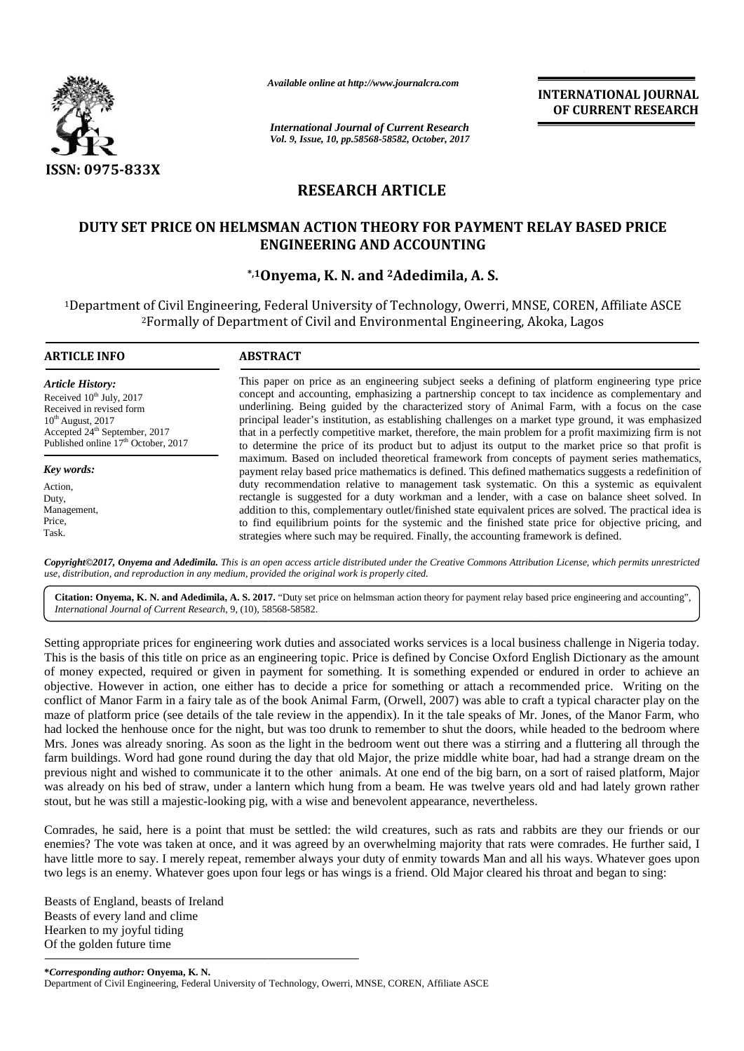*Available online at http://www.journalcra.com*

*International Journal of Current Research*
*Vol. 9, Issue, 10, pp.58568-58582, October, 2017*

**INTERNATIONAL JOURNAL OF CURRENT RESEARCH**

**ISSN: 0975-833X**

## RESEARCH ARTICLE

# DUTY SET PRICE ON HELMSMAN ACTION THEORY FOR PAYMENT RELAY BASED PRICE ENGINEERING AND ACCOUNTING

**\*,[1]Onyema, K. N. and [2]Adedimila, A. S.**

[1]Department of Civil Engineering, Federal University of Technology, Owerri, MNSE, COREN, Affiliate ASCE
[2]Formally of Department of Civil and Environmental Engineering, Akoka, Lagos

### ARTICLE INFO

*Article History:*

Received 10[th] July, 2017
Received in revised form
10[th] August, 2017
Accepted 24[th] September, 2017
Published online 17[th] October, 2017

*Key words:*

Action,
Duty,
Management,
Price,
Task.

### ABSTRACT

This paper on price as an engineering subject seeks a defining of platform engineering type price concept and accounting, emphasizing a partnership concept to tax incidence as complementary and underlining. Being guided by the characterized story of Animal Farm, with a focus on the case principal leader's institution, as establishing challenges on a market type ground, it was emphasized that in a perfectly competitive market, therefore, the main problem for a profit maximizing firm is not to determine the price of its product but to adjust its output to the market price so that profit is maximum. Based on included theoretical framework from concepts of payment series mathematics, payment relay based price mathematics is defined. This defined mathematics suggests a redefinition of duty recommendation relative to management task systematic. On this a systemic as equivalent rectangle is suggested for a duty workman and a lender, with a case on balance sheet solved. In addition to this, complementary outlet/finished state equivalent prices are solved. The practical idea is to find equilibrium points for the systemic and the finished state price for objective pricing, and strategies where such may be required. Finally, the accounting framework is defined.

***Copyright©2017, Onyema and Adedimila.*** *This is an open access article distributed under the Creative Commons Attribution License, which permits unrestricted use, distribution, and reproduction in any medium, provided the original work is properly cited.*

**Citation: Onyema, K. N. and Adedimila, A. S. 2017.** "Duty set price on helmsman action theory for payment relay based price engineering and accounting", *International Journal of Current Research*, 9, (10), 58568-58582.

Setting appropriate prices for engineering work duties and associated works services is a local business challenge in Nigeria today. This is the basis of this title on price as an engineering topic. Price is defined by Concise Oxford English Dictionary as the amount of money expected, required or given in payment for something. It is something expended or endured in order to achieve an objective. However in action, one either has to decide a price for something or attach a recommended price. Writing on the conflict of Manor Farm in a fairy tale as of the book Animal Farm, (Orwell, 2007) was able to craft a typical character play on the maze of platform price (see details of the tale review in the appendix). In it the tale speaks of Mr. Jones, of the Manor Farm, who had locked the henhouse once for the night, but was too drunk to remember to shut the doors, while headed to the bedroom where Mrs. Jones was already snoring. As soon as the light in the bedroom went out there was a stirring and a fluttering all through the farm buildings. Word had gone round during the day that old Major, the prize middle white boar, had had a strange dream on the previous night and wished to communicate it to the other animals. At one end of the big barn, on a sort of raised platform, Major was already on his bed of straw, under a lantern which hung from a beam. He was twelve years old and had lately grown rather stout, but he was still a majestic-looking pig, with a wise and benevolent appearance, nevertheless.

Comrades, he said, here is a point that must be settled: the wild creatures, such as rats and rabbits are they our friends or our enemies? The vote was taken at once, and it was agreed by an overwhelming majority that rats were comrades. He further said, I have little more to say. I merely repeat, remember always your duty of enmity towards Man and all his ways. Whatever goes upon two legs is an enemy. Whatever goes upon four legs or has wings is a friend. Old Major cleared his throat and began to sing:

Beasts of England, beasts of Ireland
Beasts of every land and clime
Hearken to my joyful tiding
Of the golden future time

**\*Corresponding author: Onyema, K. N.**
Department of Civil Engineering, Federal University of Technology, Owerri, MNSE, COREN, Affiliate ASCE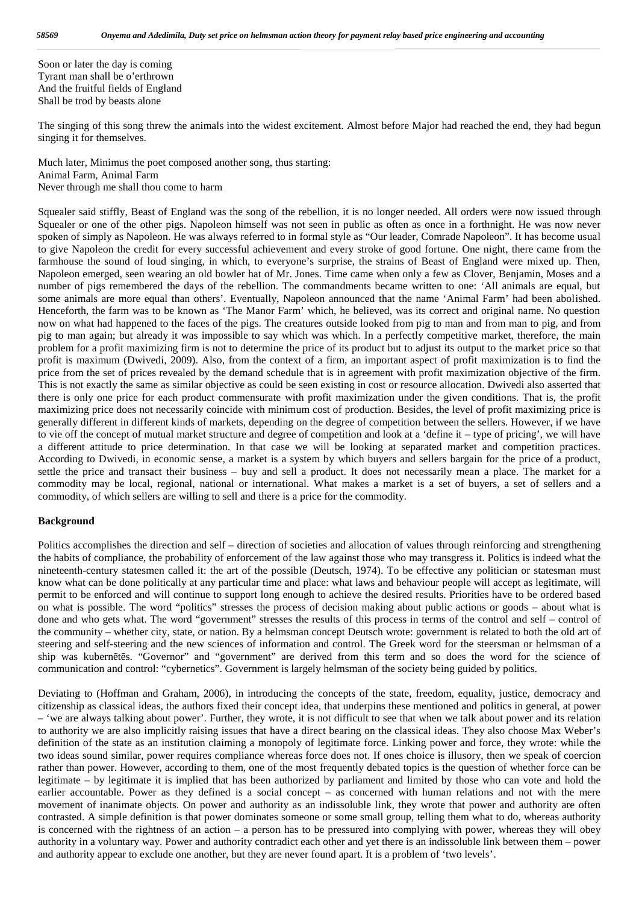Soon or later the day is coming
Tyrant man shall be o'erthrown
And the fruitful fields of England
Shall be trod by beasts alone

The singing of this song threw the animals into the widest excitement. Almost before Major had reached the end, they had begun singing it for themselves.

Much later, Minimus the poet composed another song, thus starting:
Animal Farm, Animal Farm
Never through me shall thou come to harm

Squealer said stiffly, Beast of England was the song of the rebellion, it is no longer needed. All orders were now issued through Squealer or one of the other pigs. Napoleon himself was not seen in public as often as once in a forthnight. He was now never spoken of simply as Napoleon. He was always referred to in formal style as "Our leader, Comrade Napoleon". It has become usual to give Napoleon the credit for every successful achievement and every stroke of good fortune. One night, there came from the farmhouse the sound of loud singing, in which, to everyone's surprise, the strains of Beast of England were mixed up. Then, Napoleon emerged, seen wearing an old bowler hat of Mr. Jones. Time came when only a few as Clover, Benjamin, Moses and a number of pigs remembered the days of the rebellion. The commandments became written to one: 'All animals are equal, but some animals are more equal than others'. Eventually, Napoleon announced that the name 'Animal Farm' had been abolished. Henceforth, the farm was to be known as 'The Manor Farm' which, he believed, was its correct and original name. No question now on what had happened to the faces of the pigs. The creatures outside looked from pig to man and from man to pig, and from pig to man again; but already it was impossible to say which was which. In a perfectly competitive market, therefore, the main problem for a profit maximizing firm is not to determine the price of its product but to adjust its output to the market price so that profit is maximum (Dwivedi, 2009). Also, from the context of a firm, an important aspect of profit maximization is to find the price from the set of prices revealed by the demand schedule that is in agreement with profit maximization objective of the firm. This is not exactly the same as similar objective as could be seen existing in cost or resource allocation. Dwivedi also asserted that there is only one price for each product commensurate with profit maximization under the given conditions. That is, the profit maximizing price does not necessarily coincide with minimum cost of production. Besides, the level of profit maximizing price is generally different in different kinds of markets, depending on the degree of competition between the sellers. However, if we have to vie off the concept of mutual market structure and degree of competition and look at a 'define it – type of pricing', we will have a different attitude to price determination. In that case we will be looking at separated market and competition practices. According to Dwivedi, in economic sense, a market is a system by which buyers and sellers bargain for the price of a product, settle the price and transact their business – buy and sell a product. It does not necessarily mean a place. The market for a commodity may be local, regional, national or international. What makes a market is a set of buyers, a set of sellers and a commodity, of which sellers are willing to sell and there is a price for the commodity.

## Background

Politics accomplishes the direction and self – direction of societies and allocation of values through reinforcing and strengthening the habits of compliance, the probability of enforcement of the law against those who may transgress it. Politics is indeed what the nineteenth-century statesmen called it: the art of the possible (Deutsch, 1974). To be effective any politician or statesman must know what can be done politically at any particular time and place: what laws and behaviour people will accept as legitimate, will permit to be enforced and will continue to support long enough to achieve the desired results. Priorities have to be ordered based on what is possible. The word "politics" stresses the process of decision making about public actions or goods – about what is done and who gets what. The word "government" stresses the results of this process in terms of the control and self – control of the community – whether city, state, or nation. By a helmsman concept Deutsch wrote: government is related to both the old art of steering and self-steering and the new sciences of information and control. The Greek word for the steersman or helmsman of a ship was kubernētēs. "Governor" and "government" are derived from this term and so does the word for the science of communication and control: "cybernetics". Government is largely helmsman of the society being guided by politics.

Deviating to (Hoffman and Graham, 2006), in introducing the concepts of the state, freedom, equality, justice, democracy and citizenship as classical ideas, the authors fixed their concept idea, that underpins these mentioned and politics in general, at power – 'we are always talking about power'. Further, they wrote, it is not difficult to see that when we talk about power and its relation to authority we are also implicitly raising issues that have a direct bearing on the classical ideas. They also choose Max Weber's definition of the state as an institution claiming a monopoly of legitimate force. Linking power and force, they wrote: while the two ideas sound similar, power requires compliance whereas force does not. If ones choice is illusory, then we speak of coercion rather than power. However, according to them, one of the most frequently debated topics is the question of whether force can be legitimate – by legitimate it is implied that has been authorized by parliament and limited by those who can vote and hold the earlier accountable. Power as they defined is a social concept – as concerned with human relations and not with the mere movement of inanimate objects. On power and authority as an indissoluble link, they wrote that power and authority are often contrasted. A simple definition is that power dominates someone or some small group, telling them what to do, whereas authority is concerned with the rightness of an action – a person has to be pressured into complying with power, whereas they will obey authority in a voluntary way. Power and authority contradict each other and yet there is an indissoluble link between them – power and authority appear to exclude one another, but they are never found apart. It is a problem of 'two levels'.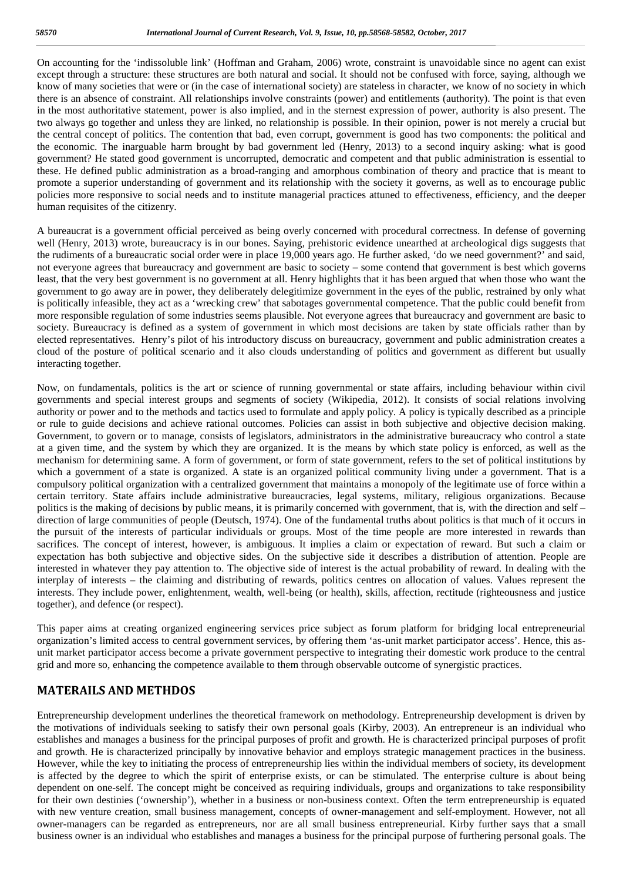On accounting for the 'indissoluble link' (Hoffman and Graham, 2006) wrote, constraint is unavoidable since no agent can exist except through a structure: these structures are both natural and social. It should not be confused with force, saying, although we know of many societies that were or (in the case of international society) are stateless in character, we know of no society in which there is an absence of constraint. All relationships involve constraints (power) and entitlements (authority). The point is that even in the most authoritative statement, power is also implied, and in the sternest expression of power, authority is also present. The two always go together and unless they are linked, no relationship is possible. In their opinion, power is not merely a crucial but the central concept of politics. The contention that bad, even corrupt, government is good has two components: the political and the economic. The inarguable harm brought by bad government led (Henry, 2013) to a second inquiry asking: what is good government? He stated good government is uncorrupted, democratic and competent and that public administration is essential to these. He defined public administration as a broad-ranging and amorphous combination of theory and practice that is meant to promote a superior understanding of government and its relationship with the society it governs, as well as to encourage public policies more responsive to social needs and to institute managerial practices attuned to effectiveness, efficiency, and the deeper human requisites of the citizenry.

A bureaucrat is a government official perceived as being overly concerned with procedural correctness. In defense of governing well (Henry, 2013) wrote, bureaucracy is in our bones. Saying, prehistoric evidence unearthed at archeological digs suggests that the rudiments of a bureaucratic social order were in place 19,000 years ago. He further asked, 'do we need government?' and said, not everyone agrees that bureaucracy and government are basic to society – some contend that government is best which governs least, that the very best government is no government at all. Henry highlights that it has been argued that when those who want the government to go away are in power, they deliberately delegitimize government in the eyes of the public, restrained by only what is politically infeasible, they act as a 'wrecking crew' that sabotages governmental competence. That the public could benefit from more responsible regulation of some industries seems plausible. Not everyone agrees that bureaucracy and government are basic to society. Bureaucracy is defined as a system of government in which most decisions are taken by state officials rather than by elected representatives. Henry's pilot of his introductory discuss on bureaucracy, government and public administration creates a cloud of the posture of political scenario and it also clouds understanding of politics and government as different but usually interacting together.

Now, on fundamentals, politics is the art or science of running governmental or state affairs, including behaviour within civil governments and special interest groups and segments of society (Wikipedia, 2012). It consists of social relations involving authority or power and to the methods and tactics used to formulate and apply policy. A policy is typically described as a principle or rule to guide decisions and achieve rational outcomes. Policies can assist in both subjective and objective decision making. Government, to govern or to manage, consists of legislators, administrators in the administrative bureaucracy who control a state at a given time, and the system by which they are organized. It is the means by which state policy is enforced, as well as the mechanism for determining same. A form of government, or form of state government, refers to the set of political institutions by which a government of a state is organized. A state is an organized political community living under a government. That is a compulsory political organization with a centralized government that maintains a monopoly of the legitimate use of force within a certain territory. State affairs include administrative bureaucracies, legal systems, military, religious organizations. Because politics is the making of decisions by public means, it is primarily concerned with government, that is, with the direction and self – direction of large communities of people (Deutsch, 1974). One of the fundamental truths about politics is that much of it occurs in the pursuit of the interests of particular individuals or groups. Most of the time people are more interested in rewards than sacrifices. The concept of interest, however, is ambiguous. It implies a claim or expectation of reward. But such a claim or expectation has both subjective and objective sides. On the subjective side it describes a distribution of attention. People are interested in whatever they pay attention to. The objective side of interest is the actual probability of reward. In dealing with the interplay of interests – the claiming and distributing of rewards, politics centres on allocation of values. Values represent the interests. They include power, enlightenment, wealth, well-being (or health), skills, affection, rectitude (righteousness and justice together), and defence (or respect).

This paper aims at creating organized engineering services price subject as forum platform for bridging local entrepreneurial organization's limited access to central government services, by offering them 'as-unit market participator access'. Hence, this as-unit market participator access become a private government perspective to integrating their domestic work produce to the central grid and more so, enhancing the competence available to them through observable outcome of synergistic practices.

## MATERAILS AND METHDOS

Entrepreneurship development underlines the theoretical framework on methodology. Entrepreneurship development is driven by the motivations of individuals seeking to satisfy their own personal goals (Kirby, 2003). An entrepreneur is an individual who establishes and manages a business for the principal purposes of profit and growth. He is characterized principal purposes of profit and growth. He is characterized principally by innovative behavior and employs strategic management practices in the business. However, while the key to initiating the process of entrepreneurship lies within the individual members of society, its development is affected by the degree to which the spirit of enterprise exists, or can be stimulated. The enterprise culture is about being dependent on one-self. The concept might be conceived as requiring individuals, groups and organizations to take responsibility for their own destinies ('ownership'), whether in a business or non-business context. Often the term entrepreneurship is equated with new venture creation, small business management, concepts of owner-management and self-employment. However, not all owner-managers can be regarded as entrepreneurs, nor are all small business entrepreneurial. Kirby further says that a small business owner is an individual who establishes and manages a business for the principal purpose of furthering personal goals. The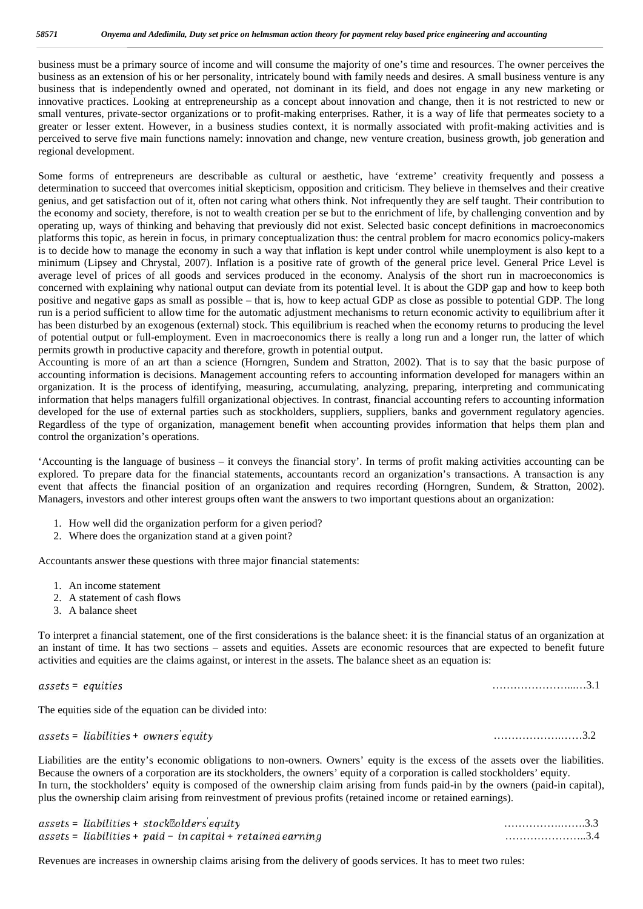business must be a primary source of income and will consume the majority of one's time and resources. The owner perceives the business as an extension of his or her personality, intricately bound with family needs and desires. A small business venture is any business that is independently owned and operated, not dominant in its field, and does not engage in any new marketing or innovative practices. Looking at entrepreneurship as a concept about innovation and change, then it is not restricted to new or small ventures, private-sector organizations or to profit-making enterprises. Rather, it is a way of life that permeates society to a greater or lesser extent. However, in a business studies context, it is normally associated with profit-making activities and is perceived to serve five main functions namely: innovation and change, new venture creation, business growth, job generation and regional development.

Some forms of entrepreneurs are describable as cultural or aesthetic, have 'extreme' creativity frequently and possess a determination to succeed that overcomes initial skepticism, opposition and criticism. They believe in themselves and their creative genius, and get satisfaction out of it, often not caring what others think. Not infrequently they are self taught. Their contribution to the economy and society, therefore, is not to wealth creation per se but to the enrichment of life, by challenging convention and by operating up, ways of thinking and behaving that previously did not exist. Selected basic concept definitions in macroeconomics platforms this topic, as herein in focus, in primary conceptualization thus: the central problem for macro economics policy-makers is to decide how to manage the economy in such a way that inflation is kept under control while unemployment is also kept to a minimum (Lipsey and Chrystal, 2007). Inflation is a positive rate of growth of the general price level. General Price Level is average level of prices of all goods and services produced in the economy. Analysis of the short run in macroeconomics is concerned with explaining why national output can deviate from its potential level. It is about the GDP gap and how to keep both positive and negative gaps as small as possible – that is, how to keep actual GDP as close as possible to potential GDP. The long run is a period sufficient to allow time for the automatic adjustment mechanisms to return economic activity to equilibrium after it has been disturbed by an exogenous (external) stock. This equilibrium is reached when the economy returns to producing the level of potential output or full-employment. Even in macroeconomics there is really a long run and a longer run, the latter of which permits growth in productive capacity and therefore, growth in potential output.
Accounting is more of an art than a science (Horngren, Sundem and Stratton, 2002). That is to say that the basic purpose of accounting information is decisions. Management accounting refers to accounting information developed for managers within an organization. It is the process of identifying, measuring, accumulating, analyzing, preparing, interpreting and communicating information that helps managers fulfill organizational objectives. In contrast, financial accounting refers to accounting information developed for the use of external parties such as stockholders, suppliers, suppliers, banks and government regulatory agencies. Regardless of the type of organization, management benefit when accounting provides information that helps them plan and control the organization's operations.

'Accounting is the language of business – it conveys the financial story'. In terms of profit making activities accounting can be explored. To prepare data for the financial statements, accountants record an organization's transactions. A transaction is any event that affects the financial position of an organization and requires recording (Horngren, Sundem, & Stratton, 2002). Managers, investors and other interest groups often want the answers to two important questions about an organization:

1. How well did the organization perform for a given period?
2. Where does the organization stand at a given point?

Accountants answer these questions with three major financial statements:

1. An income statement
2. A statement of cash flows
3. A balance sheet

To interpret a financial statement, one of the first considerations is the balance sheet: it is the financial status of an organization at an instant of time. It has two sections – assets and equities. Assets are economic resources that are expected to benefit future activities and equities are the claims against, or interest in the assets. The balance sheet as an equation is:

$$assets = equities \quad \ldots\ldots 3.1$$

The equities side of the equation can be divided into:

$$assets = liabilities + owners' equity \quad \ldots\ldots 3.2$$

Liabilities are the entity's economic obligations to non-owners. Owners' equity is the excess of the assets over the liabilities. Because the owners of a corporation are its stockholders, the owners' equity of a corporation is called stockholders' equity.
In turn, the stockholders' equity is composed of the ownership claim arising from funds paid-in by the owners (paid-in capital), plus the ownership claim arising from reinvestment of previous profits (retained income or retained earnings).

$$assets = liabilities + stockholders' equity \quad \ldots\ldots 3.3$$

$$assets = liabilities + paid - in\,capital + retained\,earning \quad \ldots\ldots 3.4$$

Revenues are increases in ownership claims arising from the delivery of goods services. It has to meet two rules: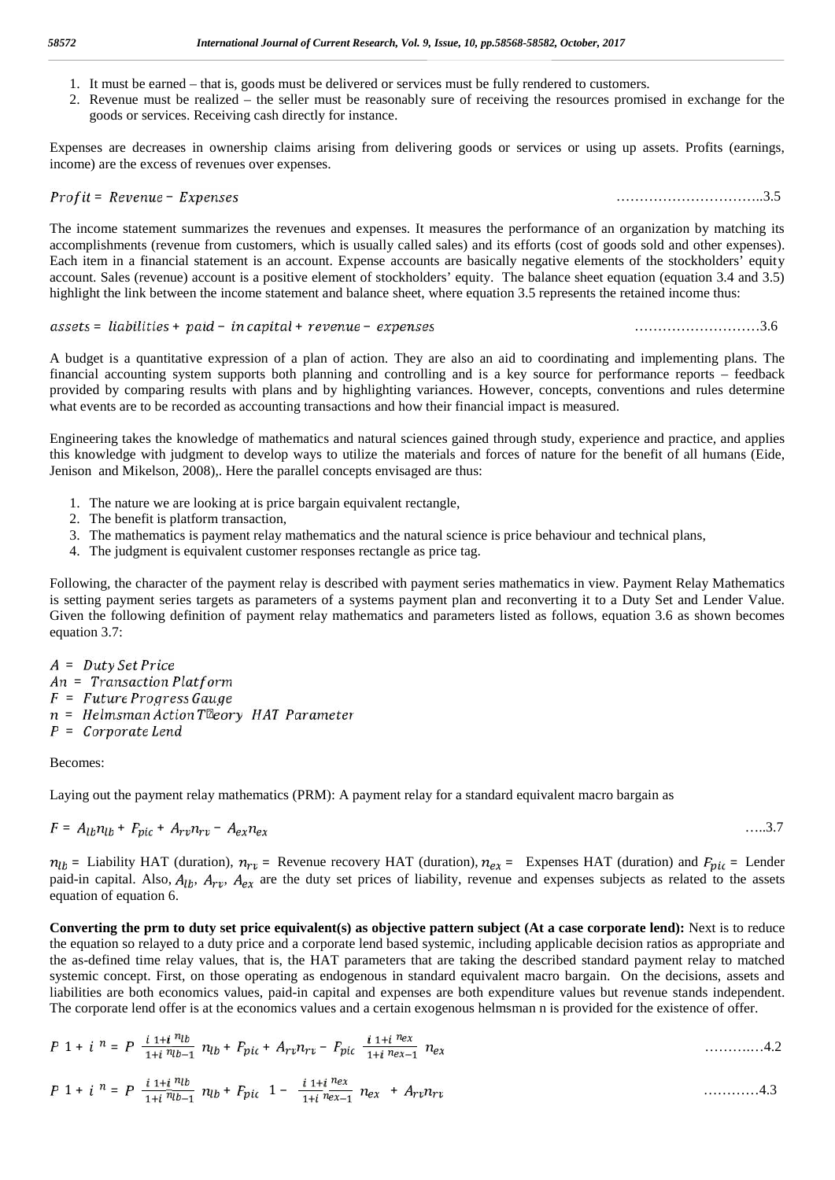1. It must be earned – that is, goods must be delivered or services must be fully rendered to customers.
2. Revenue must be realized – the seller must be reasonably sure of receiving the resources promised in exchange for the goods or services. Receiving cash directly for instance.

Expenses are decreases in ownership claims arising from delivering goods or services or using up assets. Profits (earnings, income) are the excess of revenues over expenses.

$$Profit = Revenue - Expenses \qquad \text{………………………..3.5}$$

The income statement summarizes the revenues and expenses. It measures the performance of an organization by matching its accomplishments (revenue from customers, which is usually called sales) and its efforts (cost of goods sold and other expenses). Each item in a financial statement is an account. Expense accounts are basically negative elements of the stockholders' equity account. Sales (revenue) account is a positive element of stockholders' equity. The balance sheet equation (equation 3.4 and 3.5) highlight the link between the income statement and balance sheet, where equation 3.5 represents the retained income thus:

$$assets = liabilities + paid - in\,capital + revenue - expenses \qquad \text{………………………3.6}$$

A budget is a quantitative expression of a plan of action. They are also an aid to coordinating and implementing plans. The financial accounting system supports both planning and controlling and is a key source for performance reports – feedback provided by comparing results with plans and by highlighting variances. However, concepts, conventions and rules determine what events are to be recorded as accounting transactions and how their financial impact is measured.

Engineering takes the knowledge of mathematics and natural sciences gained through study, experience and practice, and applies this knowledge with judgment to develop ways to utilize the materials and forces of nature for the benefit of all humans (Eide, Jenison and Mikelson, 2008),. Here the parallel concepts envisaged are thus:

1. The nature we are looking at is price bargain equivalent rectangle,
2. The benefit is platform transaction,
3. The mathematics is payment relay mathematics and the natural science is price behaviour and technical plans,
4. The judgment is equivalent customer responses rectangle as price tag.

Following, the character of the payment relay is described with payment series mathematics in view. Payment Relay Mathematics is setting payment series targets as parameters of a systems payment plan and reconverting it to a Duty Set and Lender Value. Given the following definition of payment relay mathematics and parameters listed as follows, equation 3.6 as shown becomes equation 3.7:

$A = Duty\ Set\ Price$
$An = Transaction\ Platform$
$F = Future\ Progress\ Gauge$
$n = Helmsman\ Action\ Theory\ \ HAT\ \ Parameter$
$P = Corporate\ Lend$

Becomes:

Laying out the payment relay mathematics (PRM): A payment relay for a standard equivalent macro bargain as

$$F = A_{lb}n_{lb} + F_{pic} + A_{rv}n_{rv} - A_{ex}n_{ex} \qquad \text{…..3.7}$$

$n_{lb}$ = Liability HAT (duration), $n_{rv}$ = Revenue recovery HAT (duration), $n_{ex}$ = Expenses HAT (duration) and $F_{pic}$ = Lender paid-in capital. Also, $A_{lb}$, $A_{rv}$, $A_{ex}$ are the duty set prices of liability, revenue and expenses subjects as related to the assets equation of equation 6.

**Converting the prm to duty set price equivalent(s) as objective pattern subject (At a case corporate lend):** Next is to reduce the equation so relayed to a duty price and a corporate lend based systemic, including applicable decision ratios as appropriate and the as-defined time relay values, that is, the HAT parameters that are taking the described standard payment relay to matched systemic concept. First, on those operating as endogenous in standard equivalent macro bargain. On the decisions, assets and liabilities are both economics values, paid-in capital and expenses are both expenditure values but revenue stands independent. The corporate lend offer is at the economics values and a certain exogenous helmsman n is provided for the existence of offer.

$$P\ 1 + i\ ^{n} = P\ \frac{i\ 1+i\ ^{n_{lb}}}{1+i\ ^{n_{lb}-1}}\ n_{lb} + F_{pic} + A_{rv}n_{rv} - F_{pic}\ \frac{i\ 1+i\ ^{n_{ex}}}{1+i\ ^{n_{ex}-1}}\ n_{ex} \qquad \text{………..…4.2}$$

$$P\ 1 + i\ ^{n} = P\ \frac{i\ 1+i\ ^{n_{lb}}}{1+i\ ^{n_{lb}-1}}\ n_{lb} + F_{pic}\ \ 1 - \ \frac{i\ 1+i\ ^{n_{ex}}}{1+i\ ^{n_{ex}-1}}\ n_{ex}\ \ + A_{rv}n_{rv} \qquad \text{…………4.3}$$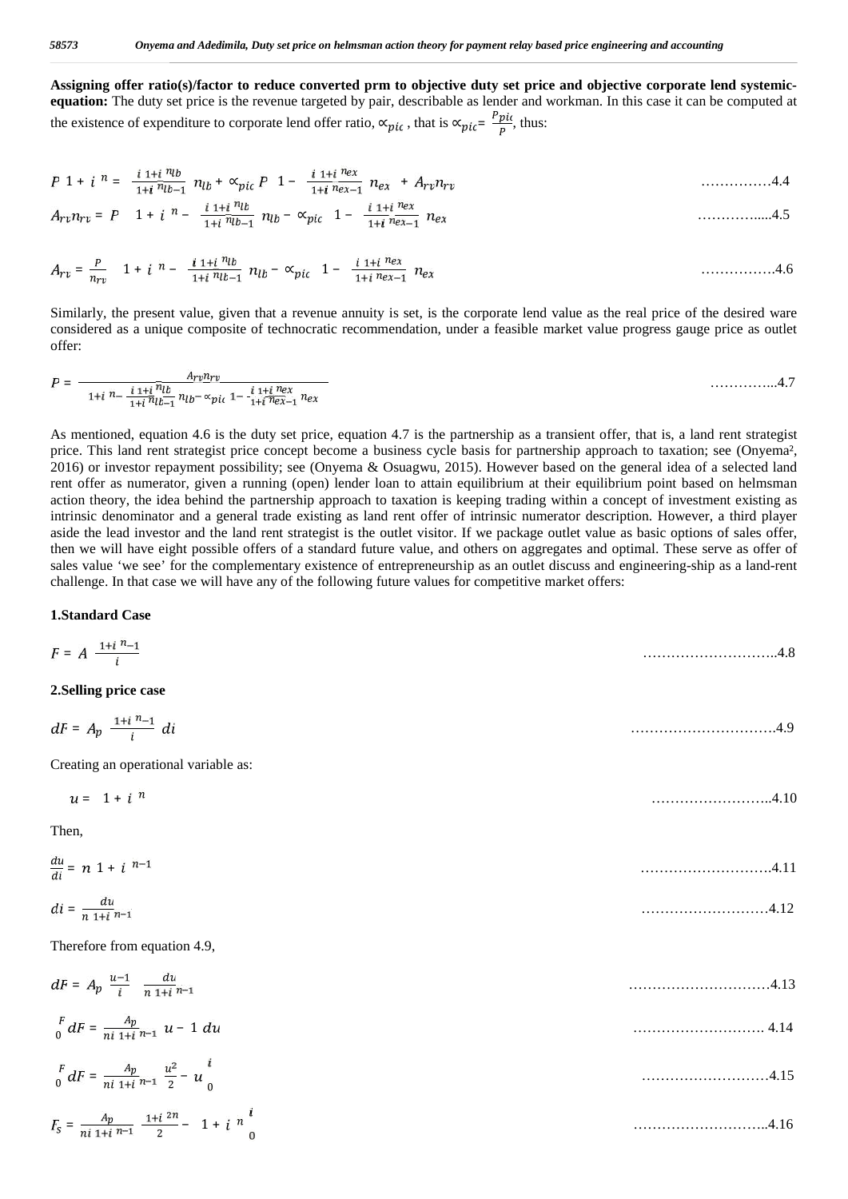**Assigning offer ratio(s)/factor to reduce converted prm to objective duty set price and objective corporate lend systemic-equation:** The duty set price is the revenue targeted by pair, describable as lender and workman. In this case it can be computed at the existence of expenditure to corporate lend offer ratio, $\propto_{pic}$ , that is $\propto_{pic}= \frac{P_{pic}}{P}$, thus:

$$P\ 1+i^{\ n} = \frac{i\ 1+i^{\ n_{lb}}}{1+i^{\ n_{lb}-1}}\ n_{lb} + \propto_{pic} P\ \ 1 - \frac{i\ 1+i^{\ n_{ex}}}{1+i^{\ n_{ex}-1}}\ n_{ex}\ + A_{rv}n_{rv} \quad \text{……………4.4}$$

$$A_{rv}n_{rv} = P\ \ 1+i^{\ n} - \frac{i\ 1+i^{\ n_{lb}}}{1+i^{\ n_{lb}-1}}\ n_{lb} - \propto_{pic}\ \ 1 - \frac{i\ 1+i^{\ n_{ex}}}{1+i^{\ n_{ex}-1}}\ n_{ex} \quad \text{…………......4.5}$$

$$A_{rv} = \frac{P}{n_{rv}}\ \ 1+i^{\ n} - \frac{i\ 1+i^{\ n_{lb}}}{1+i^{\ n_{lb}-1}}\ n_{lb} - \propto_{pic}\ \ 1 - \frac{i\ 1+i^{\ n_{ex}}}{1+i^{\ n_{ex}-1}}\ n_{ex} \quad \text{…………….4.6}$$

Similarly, the present value, given that a revenue annuity is set, is the corporate lend value as the real price of the desired ware considered as a unique composite of technocratic recommendation, under a feasible market value progress gauge price as outlet offer:

$$P = \frac{A_{rv}n_{rv}}{1+i^{\ n} - \frac{i\ 1+i^{\ n_{lb}}}{1+i^{\ n_{lb}-1}}\ n_{lb} - \propto_{pic}\ 1 - \frac{i\ 1+i^{\ n_{ex}}}{1+i^{\ n_{ex}-1}}\ n_{ex}} \quad \text{…………...4.7}$$

As mentioned, equation 4.6 is the duty set price, equation 4.7 is the partnership as a transient offer, that is, a land rent strategist price. This land rent strategist price concept become a business cycle basis for partnership approach to taxation; see (Onyema², 2016) or investor repayment possibility; see (Onyema & Osuagwu, 2015). However based on the general idea of a selected land rent offer as numerator, given a running (open) lender loan to attain equilibrium at their equilibrium point based on helmsman action theory, the idea behind the partnership approach to taxation is keeping trading within a concept of investment existing as intrinsic denominator and a general trade existing as land rent offer of intrinsic numerator description. However, a third player aside the lead investor and the land rent strategist is the outlet visitor. If we package outlet value as basic options of sales offer, then we will have eight possible offers of a standard future value, and others on aggregates and optimal. These serve as offer of sales value 'we see' for the complementary existence of entrepreneurship as an outlet discuss and engineering-ship as a land-rent challenge. In that case we will have any of the following future values for competitive market offers:

**1.Standard Case**

$$F = A\ \frac{1+i^{\ n}-1}{i} \quad \text{………………………..4.8}$$

**2.Selling price case**

$$dF = A_p\ \frac{1+i^{\ n}-1}{i}\ di \quad \text{…………………………4.9}$$

Creating an operational variable as:

$$u = \ 1+i^{\ n} \quad \text{……………………..4.10}$$

Then,

$$\frac{du}{di} = n\ 1+i^{\ n-1} \quad \text{……………………….4.11}$$

$$di = \frac{du}{n\ 1+i^{\ n-1}} \quad \text{………………………4.12}$$

Therefore from equation 4.9,

$$dF = A_p\ \frac{u-1}{i}\ \ \frac{du}{n\ 1+i^{\ n-1}} \quad \text{…………………………4.13}$$

$$\int_0^F dF = \frac{A_p}{ni\ 1+i^{\ n-1}}\ u-1\ du \quad \text{………………………. 4.14}$$

$$\int_0^F dF = \frac{A_p}{ni\ 1+i^{\ n-1}}\ \frac{u^2}{2} - u\ \Big|_0^i \quad \text{………………………4.15}$$

$$F_s = \frac{A_p}{ni\ 1+i^{\ n-1}}\ \frac{1+i^{\ 2n}}{2} - \ 1+i^{\ n}\ \Big|_0^i \quad \text{………………………..4.16}$$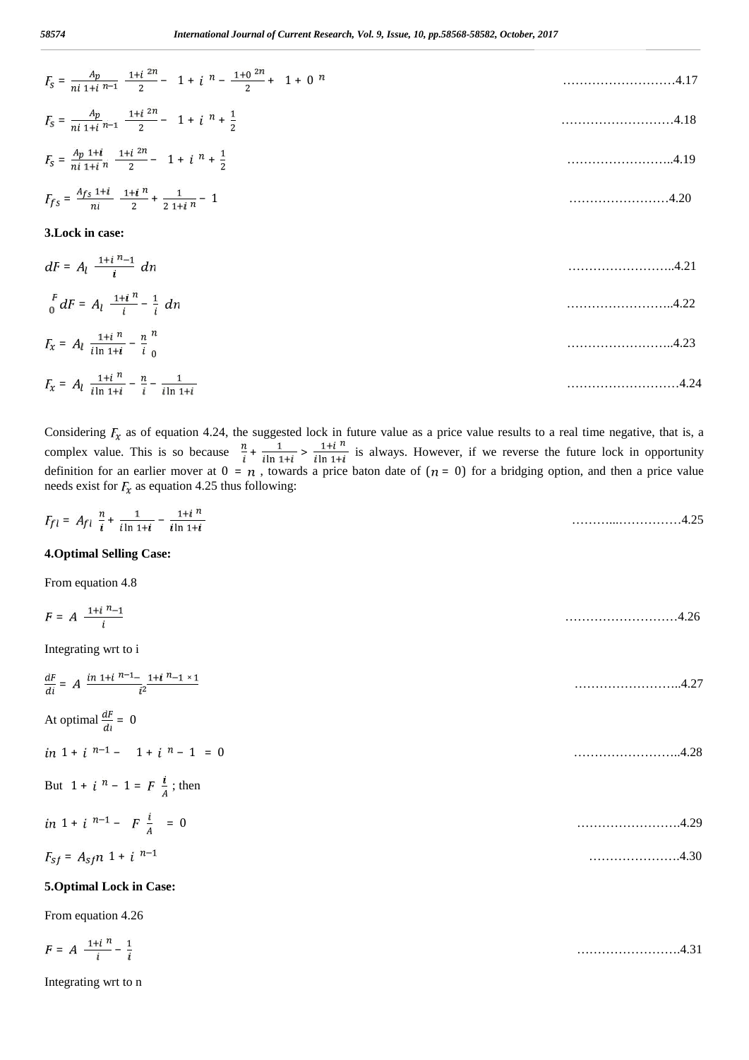$$F_s = \frac{A_p}{ni\,(1+i)^{n-1}}\left(\frac{(1+i)^{2n}}{2} - (1+i)^n - \frac{(1+0)^{2n}}{2} + (1+0)^n\right) \quad \text{……………………….4.17}$$

$$F_s = \frac{A_p}{ni\,(1+i)^{n-1}}\left(\frac{(1+i)^{2n}}{2} - (1+i)^n + \frac{1}{2}\right) \quad \text{……………………….4.18}$$

$$F_s = \frac{A_p\,(1+\boldsymbol{i})}{ni\,(1+i)^n}\left(\frac{(1+i)^{2n}}{2} - (1+i)^n + \frac{1}{2}\right) \quad \text{……………………..4.19}$$

$$F_{fs} = \frac{A_{fs}\,(1+i)}{ni}\left(\frac{(1+\boldsymbol{i})^n}{2} + \frac{1}{2\,(1+\boldsymbol{i})^n} - 1\right) \quad \text{……………………4.20}$$

**3.Lock in case:**

$$dF = A_l\left(\frac{(1+i)^n - 1}{\boldsymbol{i}}\right)dn \quad \text{……………………..4.21}$$

$$\int_0^F dF = A_l\int\left(\frac{(1+\boldsymbol{i})^n}{i} - \frac{1}{i}\right)dn \quad \text{……………………..4.22}$$

$$F_x = A_l\left[\frac{(1+i)^n}{i\ln(1+\boldsymbol{i})} - \frac{n}{i}\right]_0^n \quad \text{……………………..4.23}$$

$$F_x = A_l\left(\frac{(1+i)^n}{i\ln(1+i)} - \frac{n}{i} - \frac{1}{i\ln(1+i)}\right) \quad \text{……………………….4.24}$$

Considering $F_x$ as of equation 4.24, the suggested lock in future value as a price value results to a real time negative, that is, a complex value. This is so because $\frac{n}{i} + \frac{1}{i\ln(1+i)} > \frac{(1+i)^n}{i\ln(1+i)}$ is always. However, if we reverse the future lock in opportunity definition for an earlier mover at $0 = n$, towards a price baton date of $(n = 0)$ for a bridging option, and then a price value needs exist for $F_x$ as equation 4.25 thus following:

$$F_{fl} = A_{fl}\left(\frac{n}{\boldsymbol{i}} + \frac{1}{i\ln(1+\boldsymbol{i})} - \frac{(1+\boldsymbol{i})^n}{\boldsymbol{i}\ln(1+\boldsymbol{i})}\right) \quad \text{………...……………4.25}$$

**4.Optimal Selling Case:**

From equation 4.8

$$F = A\left(\frac{(1+i)^n - 1}{i}\right) \quad \text{……………………….4.26}$$

Integrating wrt to i

$$\frac{dF}{di} = A\left(\frac{in(1+i)^{n-1} - ((1+\boldsymbol{i})^n - 1) \times 1}{i^2}\right) \quad \text{……………………..4.27}$$

At optimal $\frac{dF}{di} = 0$

$$in(1+i)^{n-1} - \left((1+i)^n - 1\right) = 0 \quad \text{……………………..4.28}$$

But $(1+i)^n - 1 = F\left(\frac{\boldsymbol{i}}{A}\right)$; then

$$in(1+i)^{n-1} - \left(F\left(\frac{i}{A}\right)\right) = 0 \quad \text{…………………….4.29}$$

$$F_{sf} = A_{sf}\,n\,(1+i)^{n-1} \quad \text{…………………4.30}$$

**5.Optimal Lock in Case:**

From equation 4.26

$$F = A\left(\frac{(1+i)^n}{i} - \frac{1}{i}\right) \quad \text{…………………….4.31}$$

Integrating wrt to n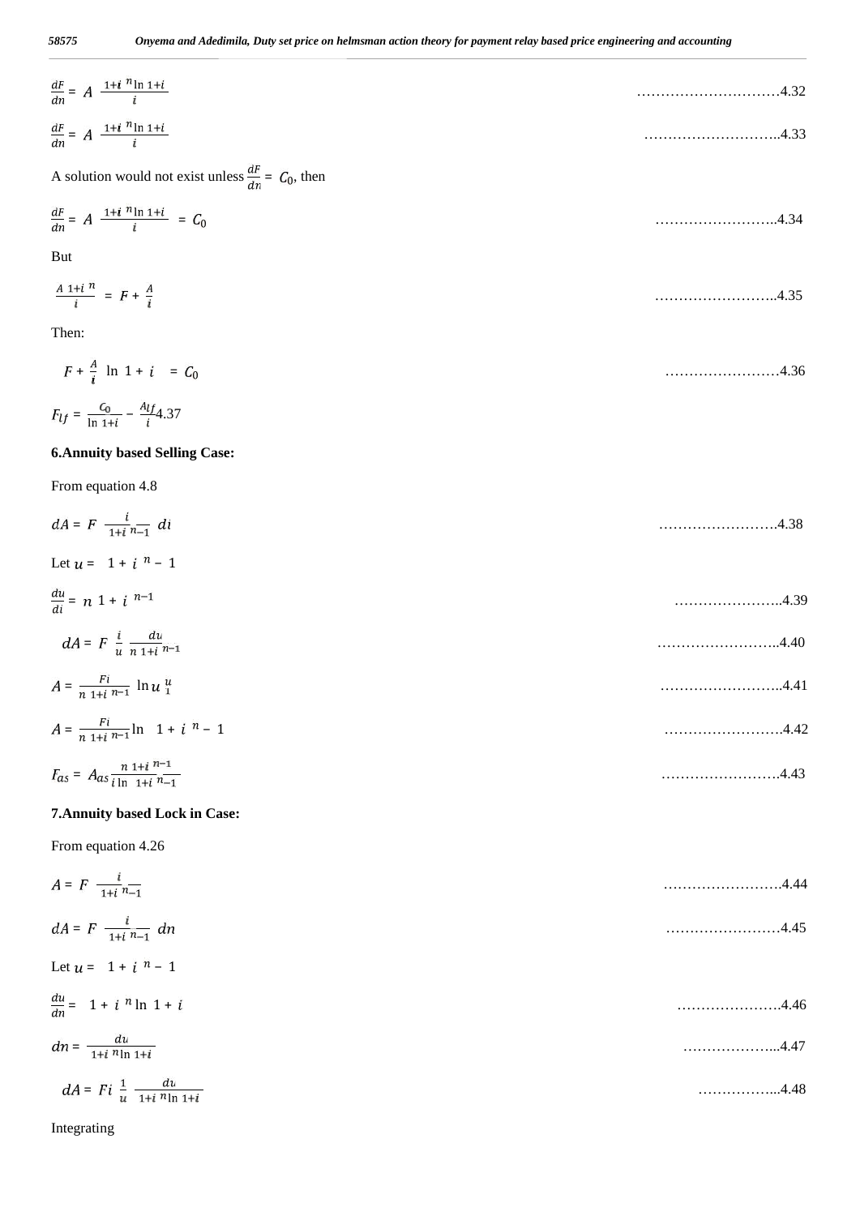$$\frac{dF}{dn} = A\left(\frac{(1+i)^{n}\ln(1+i)}{i}\right) \qquad \text{………………………….4.32}$$

$$\frac{dF}{dn} = A\left(\frac{(1+i)^{n}\ln(1+i)}{i}\right) \qquad \text{………………………..4.33}$$

A solution would not exist unless $\frac{dF}{dn} = C_0$, then

$$\frac{dF}{dn} = A\left(\frac{(1+i)^{n}\ln(1+i)}{i}\right) = C_0 \qquad \text{……………………..4.34}$$

But

$$\frac{A(1+i)^{n}}{i} = F + \frac{A}{i} \qquad \text{……………………..4.35}$$

Then:

$$\left(F + \frac{A}{i}\right)\ln(1+i) = C_0 \qquad \text{……………………4.36}$$

$$F_{lf} = \frac{C_0}{\ln(1+i)} - \frac{A_{lf}}{i} \text{4.37}$$

**6.Annuity based Selling Case:**

From equation 4.8

$$dA = F\left(\frac{i}{(1+i)^{n}-1}\right)di \qquad \text{…………………….4.38}$$

Let $u = (1+i)^{n} - 1$

$$\frac{du}{di} = n(1+i)^{n-1} \qquad \text{…………………..4.39}$$

$$dA = F\left(\frac{i}{u}\right)\frac{du}{n(1+i)^{n-1}} \qquad \text{……………………..4.40}$$

$$A = \frac{Fi}{n(1+i)^{n-1}}\ln u \Big|_{1}^{u} \qquad \text{……………………..4.41}$$

$$A = \frac{Fi}{n(1+i)^{n-1}}\ln\left((1+i)^{n} - 1\right) \qquad \text{…………………….4.42}$$

$$F_{as} = A_{as}\frac{n(1+i)^{n-1}}{i\ln\left((1+i)^{n}-1\right)} \qquad \text{…………………….4.43}$$

**7.Annuity based Lock in Case:**

From equation 4.26

$$A = F\left(\frac{i}{(1+i)^{n}-1}\right) \qquad \text{…………………….4.44}$$

$$dA = F\left(\frac{i}{(1+i)^{n}-1}\right)dn \qquad \text{……………………4.45}$$

Let $u = (1+i)^{n} - 1$

$$\frac{du}{dn} = (1+i)^{n}\ln(1+i) \qquad \text{…………………4.46}$$

$$dn = \frac{du}{(1+i)^{n}\ln(1+i)} \qquad \text{………………...4.47}$$

$$dA = Fi\left(\frac{1}{u}\right)\frac{du}{(1+i)^{n}\ln(1+i)} \qquad \text{……………...4.48}$$

Integrating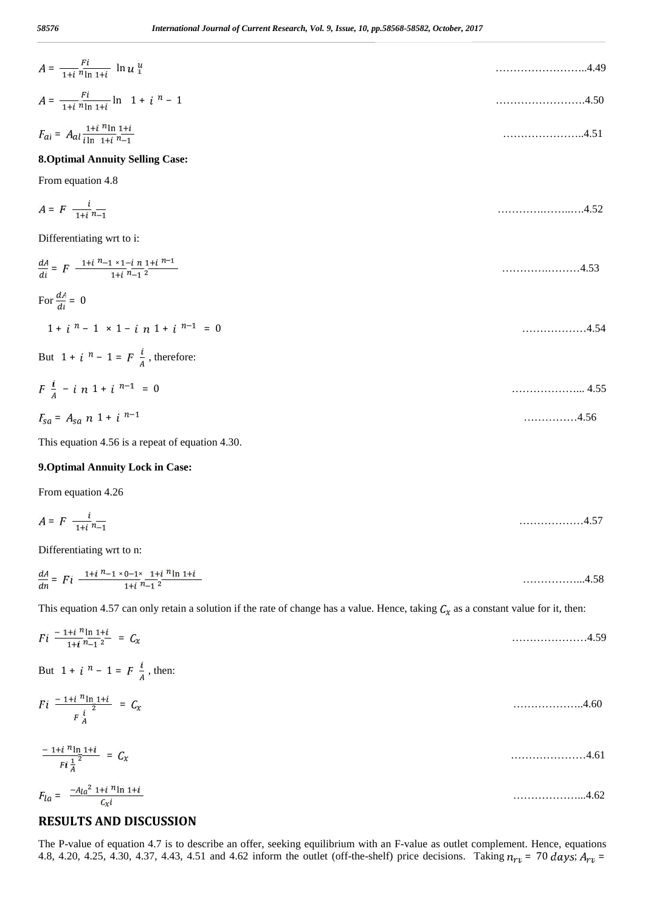$$A = \frac{Fi}{(1+i)^n \ln(1+i)} \left[\ln u\right]_1^u \qquad \text{……………………..4.49}$$

$$A = \frac{Fi}{(1+i)^n \ln(1+i)} \ln\left[(1+i)^n - 1\right] \qquad \text{…………………….4.50}$$

$$F_{al} = A_{al} \frac{(1+i)^n \ln(1+i)}{i \ln\left[(1+i)^n - 1\right]} \qquad \text{…………………..4.51}$$

**8.Optimal Annuity Selling Case:**

From equation 4.8

$$A = F\left[\frac{i}{(1+i)^n - 1}\right] \qquad \text{………….……..….4.52}$$

Differentiating wrt to i:

$$\frac{dA}{di} = F\left[\frac{\left((1+i)^n - 1\right) \times 1 - i\left(n(1+i)^{n-1}\right)}{\left((1+i)^n - 1\right)^2}\right] \qquad \text{………….………4.53}$$

For $\frac{dA}{di} = 0$

$$\left((1+i)^n - 1\right) \times 1 - i\left(n(1+i)^{n-1}\right) = 0 \qquad \text{………………4.54}$$

But $(1+i)^n - 1 = F\left(\frac{i}{A}\right)$, therefore:

$$F\left(\frac{i}{A}\right) - i\left(n(1+i)^{n-1}\right) = 0 \qquad \text{……………….. 4.55}$$

$$F_{sa} = A_{sa}\, n(1+i)^{n-1} \qquad \text{……………4.56}$$

This equation 4.56 is a repeat of equation 4.30.

**9.Optimal Annuity Lock in Case:**

From equation 4.26

$$A = F\left[\frac{i}{(1+i)^n - 1}\right] \qquad \text{………………4.57}$$

Differentiating wrt to n:

$$\frac{dA}{dn} = Fi\left[\frac{\left((1+i)^n - 1\right) \times 0 - 1 \times \left((1+i)^n \ln(1+i)\right)}{\left((1+i)^n - 1\right)^2}\right] \qquad \text{……………...4.58}$$

This equation 4.57 can only retain a solution if the rate of change has a value. Hence, taking $C_x$ as a constant value for it, then:

$$Fi\left[\frac{-(1+i)^n \ln(1+i)}{\left((1+i)^n - 1\right)^2}\right] = C_x \qquad \text{…………………4.59}$$

But $(1+i)^n - 1 = F\left(\frac{i}{A}\right)$, then:

$$Fi\left[\frac{-(1+i)^n \ln(1+i)}{\left(F\frac{i}{A}\right)^2}\right] = C_x \qquad \text{………………..4.60}$$

$$\left[\frac{-(1+i)^n \ln(1+i)}{Fi\left(\frac{1}{A}\right)^2}\right] = C_x \qquad \text{…………………4.61}$$

$$F_{la} = \frac{-A_{la}^2 (1+i)^n \ln(1+i)}{C_x i} \qquad \text{………………...4.62}$$

## RESULTS AND DISCUSSION

The P-value of equation 4.7 is to describe an offer, seeking equilibrium with an F-value as outlet complement. Hence, equations 4.8, 4.20, 4.25, 4.30, 4.37, 4.43, 4.51 and 4.62 inform the outlet (off-the-shelf) price decisions. Taking $n_{ri} = 70\ days$; $A_{ri} =$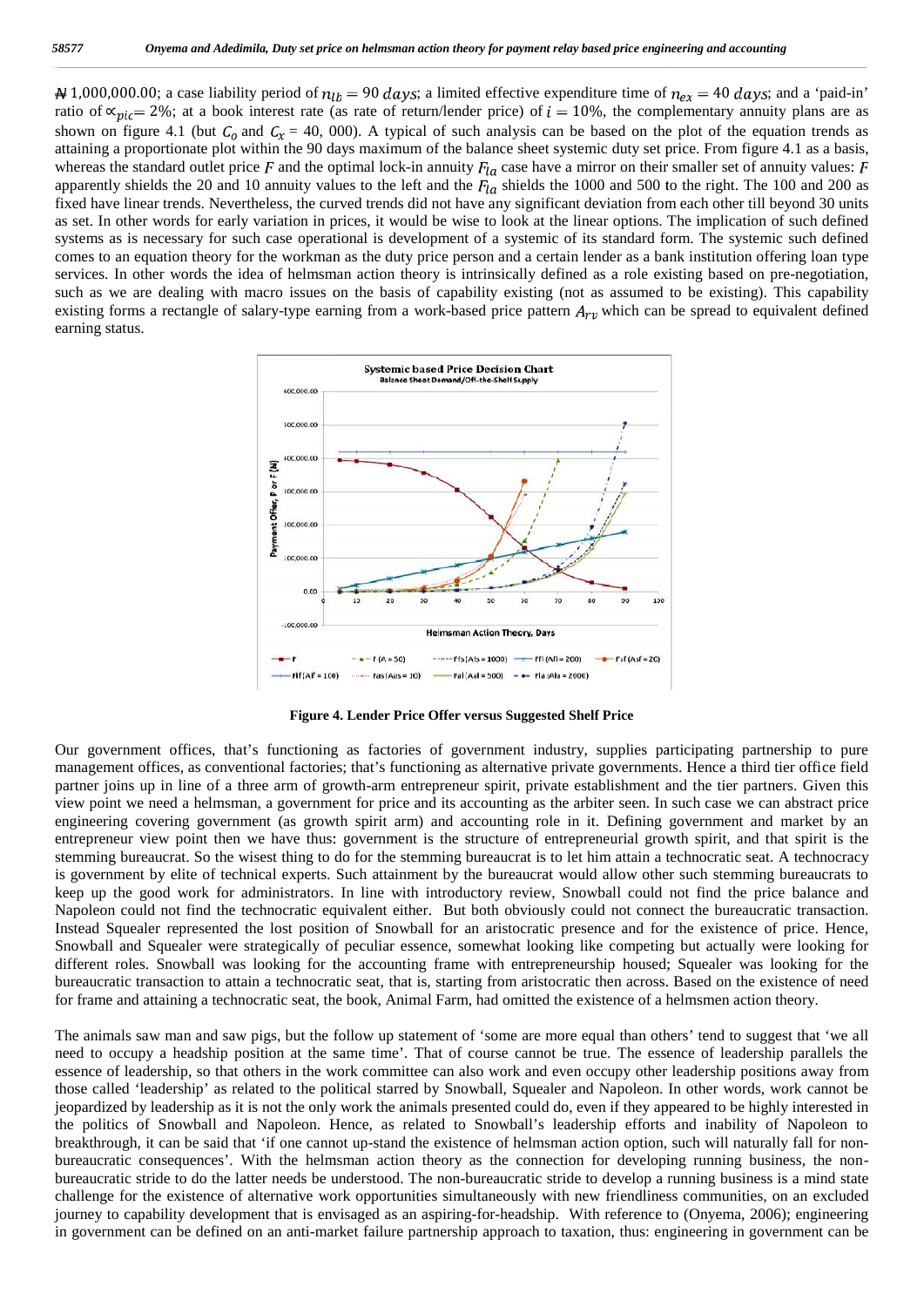₦ 1,000,000.00; a case liability period of $n_{lb} = 90\ days$; a limited effective expenditure time of $n_{ex} = 40\ days$; and a 'paid-in' ratio of $\propto_{pic}$= 2%; at a book interest rate (as rate of return/lender price) of $i = 10\%$, the complementary annuity plans are as shown on figure 4.1 (but $C_o$ and $C_x$ = 40, 000). A typical of such analysis can be based on the plot of the equation trends as attaining a proportionate plot within the 90 days maximum of the balance sheet systemic duty set price. From figure 4.1 as a basis, whereas the standard outlet price $F$ and the optimal lock-in annuity $F_{la}$ case have a mirror on their smaller set of annuity values: $F$ apparently shields the 20 and 10 annuity values to the left and the $F_{la}$ shields the 1000 and 500 to the right. The 100 and 200 as fixed have linear trends. Nevertheless, the curved trends did not have any significant deviation from each other till beyond 30 units as set. In other words for early variation in prices, it would be wise to look at the linear options. The implication of such defined systems as is necessary for such case operational is development of a systemic of its standard form. The systemic such defined comes to an equation theory for the workman as the duty price person and a certain lender as a bank institution offering loan type services. In other words the idea of helmsman action theory is intrinsically defined as a role existing based on pre-negotiation, such as we are dealing with macro issues on the basis of capability existing (not as assumed to be existing). This capability existing forms a rectangle of salary-type earning from a work-based price pattern $A_{rv}$ which can be spread to equivalent defined earning status.

**Figure 4. Lender Price Offer versus Suggested Shelf Price**

Our government offices, that's functioning as factories of government industry, supplies participating partnership to pure management offices, as conventional factories; that's functioning as alternative private governments. Hence a third tier office field partner joins up in line of a three arm of growth-arm entrepreneur spirit, private establishment and the tier partners. Given this view point we need a helmsman, a government for price and its accounting as the arbiter seen. In such case we can abstract price engineering covering government (as growth spirit arm) and accounting role in it. Defining government and market by an entrepreneur view point then we have thus: government is the structure of entrepreneurial growth spirit, and that spirit is the stemming bureaucrat. So the wisest thing to do for the stemming bureaucrat is to let him attain a technocratic seat. A technocracy is government by elite of technical experts. Such attainment by the bureaucrat would allow other such stemming bureaucrats to keep up the good work for administrators. In line with introductory review, Snowball could not find the price balance and Napoleon could not find the technocratic equivalent either. But both obviously could not connect the bureaucratic transaction. Instead Squealer represented the lost position of Snowball for an aristocratic presence and for the existence of price. Hence, Snowball and Squealer were strategically of peculiar essence, somewhat looking like competing but actually were looking for different roles. Snowball was looking for the accounting frame with entrepreneurship housed; Squealer was looking for the bureaucratic transaction to attain a technocratic seat, that is, starting from aristocratic then across. Based on the existence of need for frame and attaining a technocratic seat, the book, Animal Farm, had omitted the existence of a helmsmen action theory.

The animals saw man and saw pigs, but the follow up statement of 'some are more equal than others' tend to suggest that 'we all need to occupy a headship position at the same time'. That of course cannot be true. The essence of leadership parallels the essence of leadership, so that others in the work committee can also work and even occupy other leadership positions away from those called 'leadership' as related to the political starred by Snowball, Squealer and Napoleon. In other words, work cannot be jeopardized by leadership as it is not the only work the animals presented could do, even if they appeared to be highly interested in the politics of Snowball and Napoleon. Hence, as related to Snowball's leadership efforts and inability of Napoleon to breakthrough, it can be said that 'if one cannot up-stand the existence of helmsman action option, such will naturally fall for non-bureaucratic consequences'. With the helmsman action theory as the connection for developing running business, the non-bureaucratic stride to do the latter needs be understood. The non-bureaucratic stride to develop a running business is a mind state challenge for the existence of alternative work opportunities simultaneously with new friendliness communities, on an excluded journey to capability development that is envisaged as an aspiring-for-headship. With reference to (Onyema, 2006); engineering in government can be defined on an anti-market failure partnership approach to taxation, thus: engineering in government can be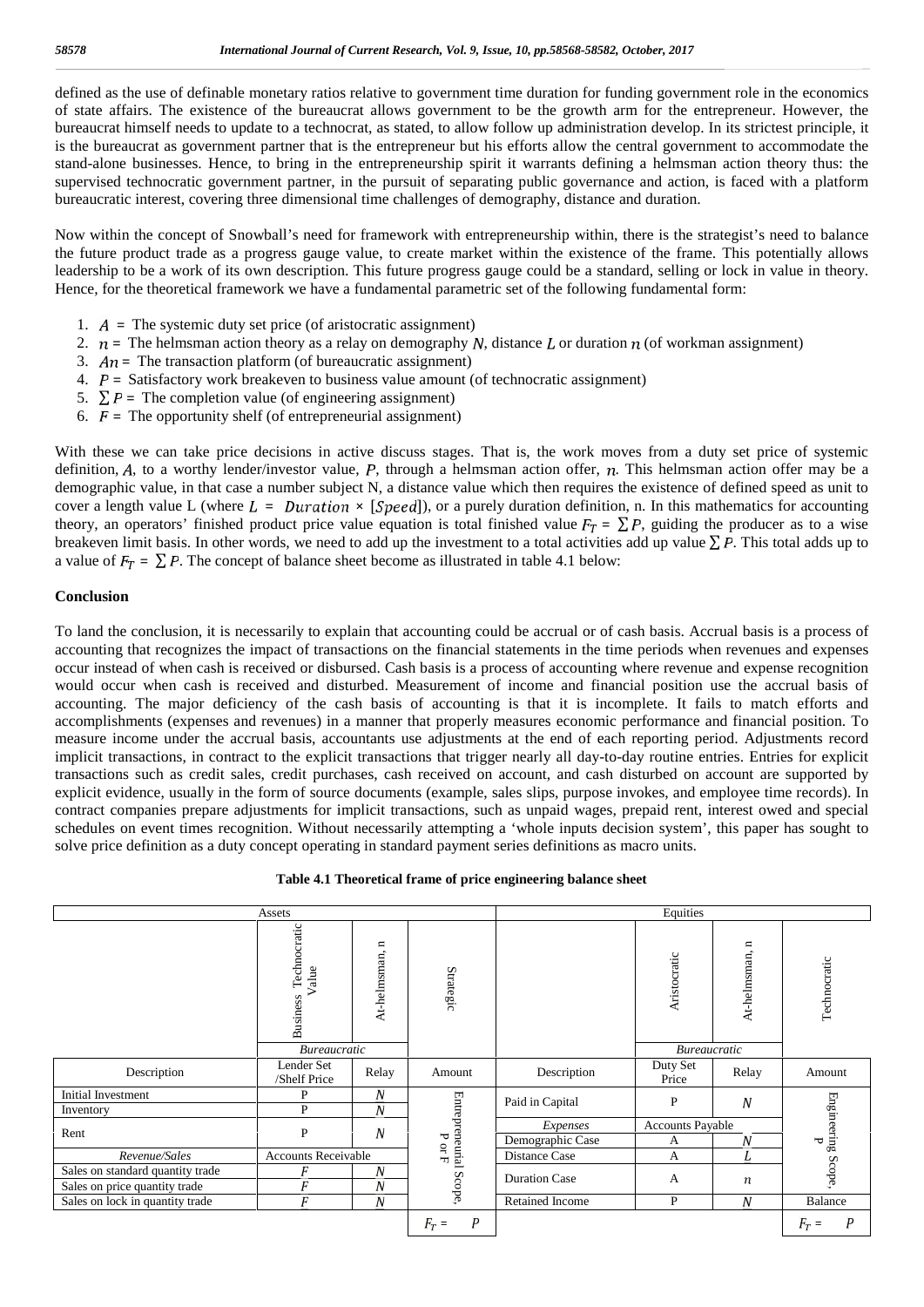defined as the use of definable monetary ratios relative to government time duration for funding government role in the economics of state affairs. The existence of the bureaucrat allows government to be the growth arm for the entrepreneur. However, the bureaucrat himself needs to update to a technocrat, as stated, to allow follow up administration develop. In its strictest principle, it is the bureaucrat as government partner that is the entrepreneur but his efforts allow the central government to accommodate the stand-alone businesses. Hence, to bring in the entrepreneurship spirit it warrants defining a helmsman action theory thus: the supervised technocratic government partner, in the pursuit of separating public governance and action, is faced with a platform bureaucratic interest, covering three dimensional time challenges of demography, distance and duration.

Now within the concept of Snowball's need for framework with entrepreneurship within, there is the strategist's need to balance the future product trade as a progress gauge value, to create market within the existence of the frame. This potentially allows leadership to be a work of its own description. This future progress gauge could be a standard, selling or lock in value in theory. Hence, for the theoretical framework we have a fundamental parametric set of the following fundamental form:

1. $A$ = The systemic duty set price (of aristocratic assignment)
2. $n$ = The helmsman action theory as a relay on demography $N$, distance $L$ or duration $n$ (of workman assignment)
3. $An$ = The transaction platform (of bureaucratic assignment)
4. $P$ = Satisfactory work breakeven to business value amount (of technocratic assignment)
5. $\sum P$ = The completion value (of engineering assignment)
6. $F$ = The opportunity shelf (of entrepreneurial assignment)

With these we can take price decisions in active discuss stages. That is, the work moves from a duty set price of systemic definition, $A$, to a worthy lender/investor value, $P$, through a helmsman action offer, $n$. This helmsman action offer may be a demographic value, in that case a number subject N, a distance value which then requires the existence of defined speed as unit to cover a length value L (where $L = Duration \times [Speed]$), or a purely duration definition, n. In this mathematics for accounting theory, an operators' finished product price value equation is total finished value $F_T = \sum P$, guiding the producer as to a wise breakeven limit basis. In other words, we need to add up the investment to a total activities add up value $\sum P$. This total adds up to a value of $F_T = \sum P$. The concept of balance sheet become as illustrated in table 4.1 below:

## Conclusion

To land the conclusion, it is necessarily to explain that accounting could be accrual or of cash basis. Accrual basis is a process of accounting that recognizes the impact of transactions on the financial statements in the time periods when revenues and expenses occur instead of when cash is received or disbursed. Cash basis is a process of accounting where revenue and expense recognition would occur when cash is received and disturbed. Measurement of income and financial position use the accrual basis of accounting. The major deficiency of the cash basis of accounting is that it is incomplete. It fails to match efforts and accomplishments (expenses and revenues) in a manner that properly measures economic performance and financial position. To measure income under the accrual basis, accountants use adjustments at the end of each reporting period. Adjustments record implicit transactions, in contract to the explicit transactions that trigger nearly all day-to-day routine entries. Entries for explicit transactions such as credit sales, credit purchases, cash received on account, and cash disturbed on account are supported by explicit evidence, usually in the form of source documents (example, sales slips, purpose invokes, and employee time records). In contract companies prepare adjustments for implicit transactions, such as unpaid wages, prepaid rent, interest owed and special schedules on event times recognition. Without necessarily attempting a 'whole inputs decision system', this paper has sought to solve price definition as a duty concept operating in standard payment series definitions as macro units.

**Table 4.1 Theoretical frame of price engineering balance sheet**

| Assets | | | | Equities | | | |
|---|---|---|---|---|---|---|---|
| | Business Technocratic Value | At-helmsman, n | Strategic | | Aristocratic | At-helmsman, n | Technocratic |
| | Bureaucratic | | | | Bureaucratic | | |
| Description | Lender Set /Shelf Price | Relay | Amount | Description | Duty Set Price | Relay | Amount |
| Initial Investment | P | $N$ | Entrepreneurial Scope, P or F | Paid in Capital | P | $N$ | Engineering Scope, P |
| Inventory | P | $N$ | | | | | |
| Rent | P | $N$ | | *Expenses* | Accounts Payable | | |
| | | | | Demographic Case | A | $N$ | |
| *Revenue/Sales* | Accounts Receivable | | | Distance Case | A | $L$ | |
| Sales on standard quantity trade | $F$ | $N$ | | Duration Case | A | $n$ | |
| Sales on price quantity trade | $F$ | $N$ | | | | | |
| Sales on lock in quantity trade | $F$ | $N$ | | Retained Income | P | $N$ | Balance |
| | | | $F_T = \sum P$ | | | | $F_T = \sum P$ |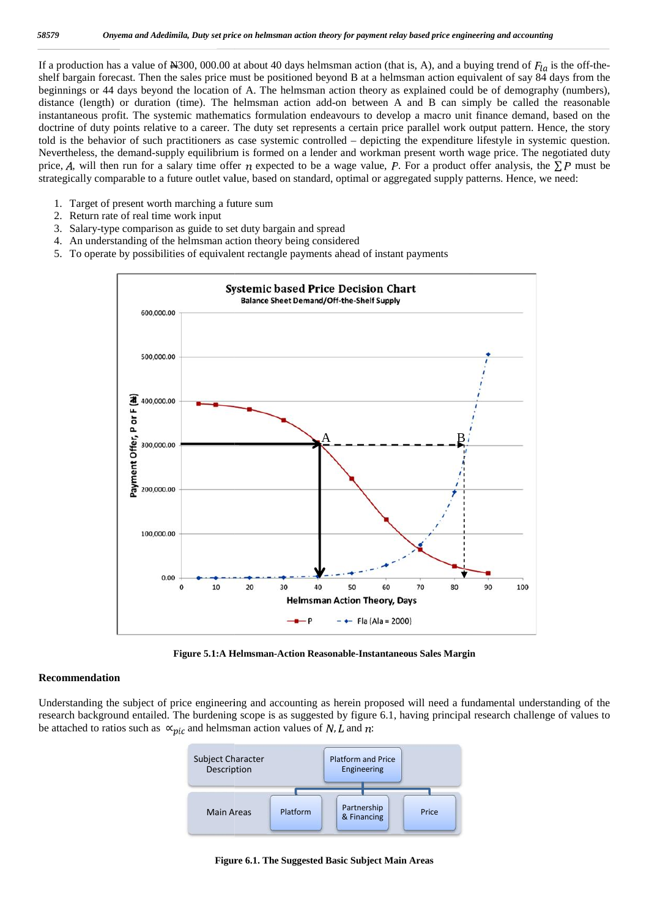If a production has a value of ₦300, 000.00 at about 40 days helmsman action (that is, A), and a buying trend of $F_{la}$ is the off-the-shelf bargain forecast. Then the sales price must be positioned beyond B at a helmsman action equivalent of say 84 days from the beginnings or 44 days beyond the location of A. The helmsman action theory as explained could be of demography (numbers), distance (length) or duration (time). The helmsman action add-on between A and B can simply be called the reasonable instantaneous profit. The systemic mathematics formulation endeavours to develop a macro unit finance demand, based on the doctrine of duty points relative to a career. The duty set represents a certain price parallel work output pattern. Hence, the story told is the behavior of such practitioners as case systemic controlled – depicting the expenditure lifestyle in systemic question. Nevertheless, the demand-supply equilibrium is formed on a lender and workman present worth wage price. The negotiated duty price, $A$, will then run for a salary time offer $n$ expected to be a wage value, $P$. For a product offer analysis, the $\sum P$ must be strategically comparable to a future outlet value, based on standard, optimal or aggregated supply patterns. Hence, we need:

1. Target of present worth marching a future sum
2. Return rate of real time work input
3. Salary-type comparison as guide to set duty bargain and spread
4. An understanding of the helmsman action theory being considered
5. To operate by possibilities of equivalent rectangle payments ahead of instant payments

**Figure 5.1:A Helmsman-Action Reasonable-Instantaneous Sales Margin**

## Recommendation

Understanding the subject of price engineering and accounting as herein proposed will need a fundamental understanding of the research background entailed. The burdening scope is as suggested by figure 6.1, having principal research challenge of values to be attached to ratios such as $\propto_{pic}$ and helmsman action values of $N$, $L$ and $n$:

**Figure 6.1. The Suggested Basic Subject Main Areas**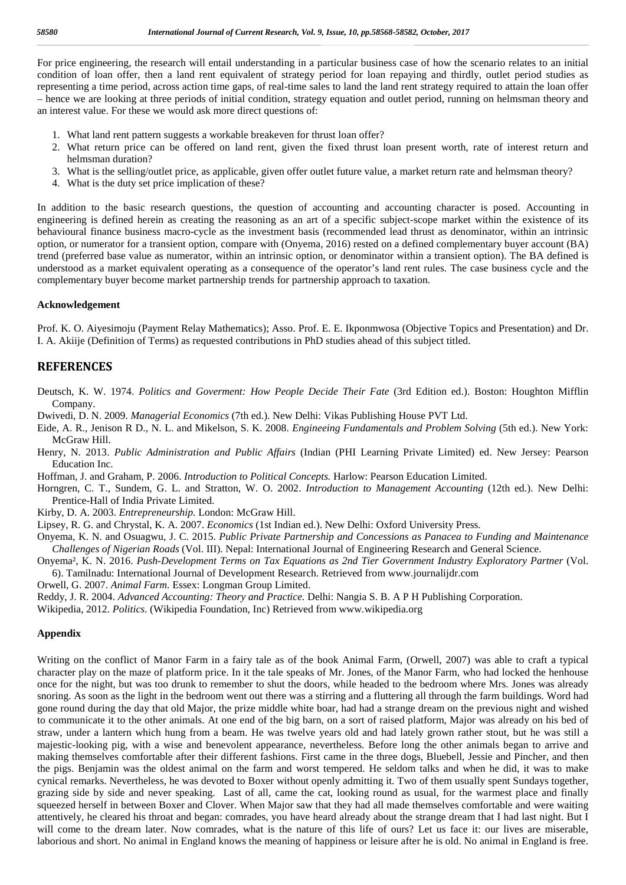For price engineering, the research will entail understanding in a particular business case of how the scenario relates to an initial condition of loan offer, then a land rent equivalent of strategy period for loan repaying and thirdly, outlet period studies as representing a time period, across action time gaps, of real-time sales to land the land rent strategy required to attain the loan offer – hence we are looking at three periods of initial condition, strategy equation and outlet period, running on helmsman theory and an interest value. For these we would ask more direct questions of:

1. What land rent pattern suggests a workable breakeven for thrust loan offer?
2. What return price can be offered on land rent, given the fixed thrust loan present worth, rate of interest return and helmsman duration?
3. What is the selling/outlet price, as applicable, given offer outlet future value, a market return rate and helmsman theory?
4. What is the duty set price implication of these?

In addition to the basic research questions, the question of accounting and accounting character is posed. Accounting in engineering is defined herein as creating the reasoning as an art of a specific subject-scope market within the existence of its behavioural finance business macro-cycle as the investment basis (recommended lead thrust as denominator, within an intrinsic option, or numerator for a transient option, compare with (Onyema, 2016) rested on a defined complementary buyer account (BA) trend (preferred base value as numerator, within an intrinsic option, or denominator within a transient option). The BA defined is understood as a market equivalent operating as a consequence of the operator's land rent rules. The case business cycle and the complementary buyer become market partnership trends for partnership approach to taxation.

### Acknowledgement

Prof. K. O. Aiyesimoju (Payment Relay Mathematics); Asso. Prof. E. E. Ikponmwosa (Objective Topics and Presentation) and Dr. I. A. Akiije (Definition of Terms) as requested contributions in PhD studies ahead of this subject titled.

## REFERENCES

Deutsch, K. W. 1974. *Politics and Goverment: How People Decide Their Fate* (3rd Edition ed.). Boston: Houghton Mifflin Company.

Dwivedi, D. N. 2009. *Managerial Economics* (7th ed.). New Delhi: Vikas Publishing House PVT Ltd.

Eide, A. R., Jenison R D., N. L. and Mikelson, S. K. 2008. *Engineeing Fundamentals and Problem Solving* (5th ed.). New York: McGraw Hill.

Henry, N. 2013. *Public Administration and Public Affairs* (Indian (PHI Learning Private Limited) ed. New Jersey: Pearson Education Inc.

Hoffman, J. and Graham, P. 2006. *Introduction to Political Concepts.* Harlow: Pearson Education Limited.

Horngren, C. T., Sundem, G. L. and Stratton, W. O. 2002. *Introduction to Management Accounting* (12th ed.). New Delhi: Prentice-Hall of India Private Limited.

Kirby, D. A. 2003. *Entrepreneurship.* London: McGraw Hill.

Lipsey, R. G. and Chrystal, K. A. 2007. *Economics* (1st Indian ed.). New Delhi: Oxford University Press.

Onyema, K. N. and Osuagwu, J. C. 2015. *Public Private Partnership and Concessions as Panacea to Funding and Maintenance Challenges of Nigerian Roads* (Vol. III). Nepal: International Journal of Engineering Research and General Science.

Onyema², K. N. 2016. *Push-Development Terms on Tax Equations as 2nd Tier Government Industry Exploratory Partner* (Vol. 6). Tamilnadu: International Journal of Development Research. Retrieved from www.journalijdr.com

Orwell, G. 2007. *Animal Farm.* Essex: Longman Group Limited.

Reddy, J. R. 2004. *Advanced Accounting: Theory and Practice.* Delhi: Nangia S. B. A P H Publishing Corporation.

Wikipedia, 2012. *Politics.* (Wikipedia Foundation, Inc) Retrieved from www.wikipedia.org

### Appendix

Writing on the conflict of Manor Farm in a fairy tale as of the book Animal Farm, (Orwell, 2007) was able to craft a typical character play on the maze of platform price. In it the tale speaks of Mr. Jones, of the Manor Farm, who had locked the henhouse once for the night, but was too drunk to remember to shut the doors, while headed to the bedroom where Mrs. Jones was already snoring. As soon as the light in the bedroom went out there was a stirring and a fluttering all through the farm buildings. Word had gone round during the day that old Major, the prize middle white boar, had had a strange dream on the previous night and wished to communicate it to the other animals. At one end of the big barn, on a sort of raised platform, Major was already on his bed of straw, under a lantern which hung from a beam. He was twelve years old and had lately grown rather stout, but he was still a majestic-looking pig, with a wise and benevolent appearance, nevertheless. Before long the other animals began to arrive and making themselves comfortable after their different fashions. First came in the three dogs, Bluebell, Jessie and Pincher, and then the pigs. Benjamin was the oldest animal on the farm and worst tempered. He seldom talks and when he did, it was to make cynical remarks. Nevertheless, he was devoted to Boxer without openly admitting it. Two of them usually spent Sundays together, grazing side by side and never speaking. Last of all, came the cat, looking round as usual, for the warmest place and finally squeezed herself in between Boxer and Clover. When Major saw that they had all made themselves comfortable and were waiting attentively, he cleared his throat and began: comrades, you have heard already about the strange dream that I had last night. But I will come to the dream later. Now comrades, what is the nature of this life of ours? Let us face it: our lives are miserable, laborious and short. No animal in England knows the meaning of happiness or leisure after he is old. No animal in England is free.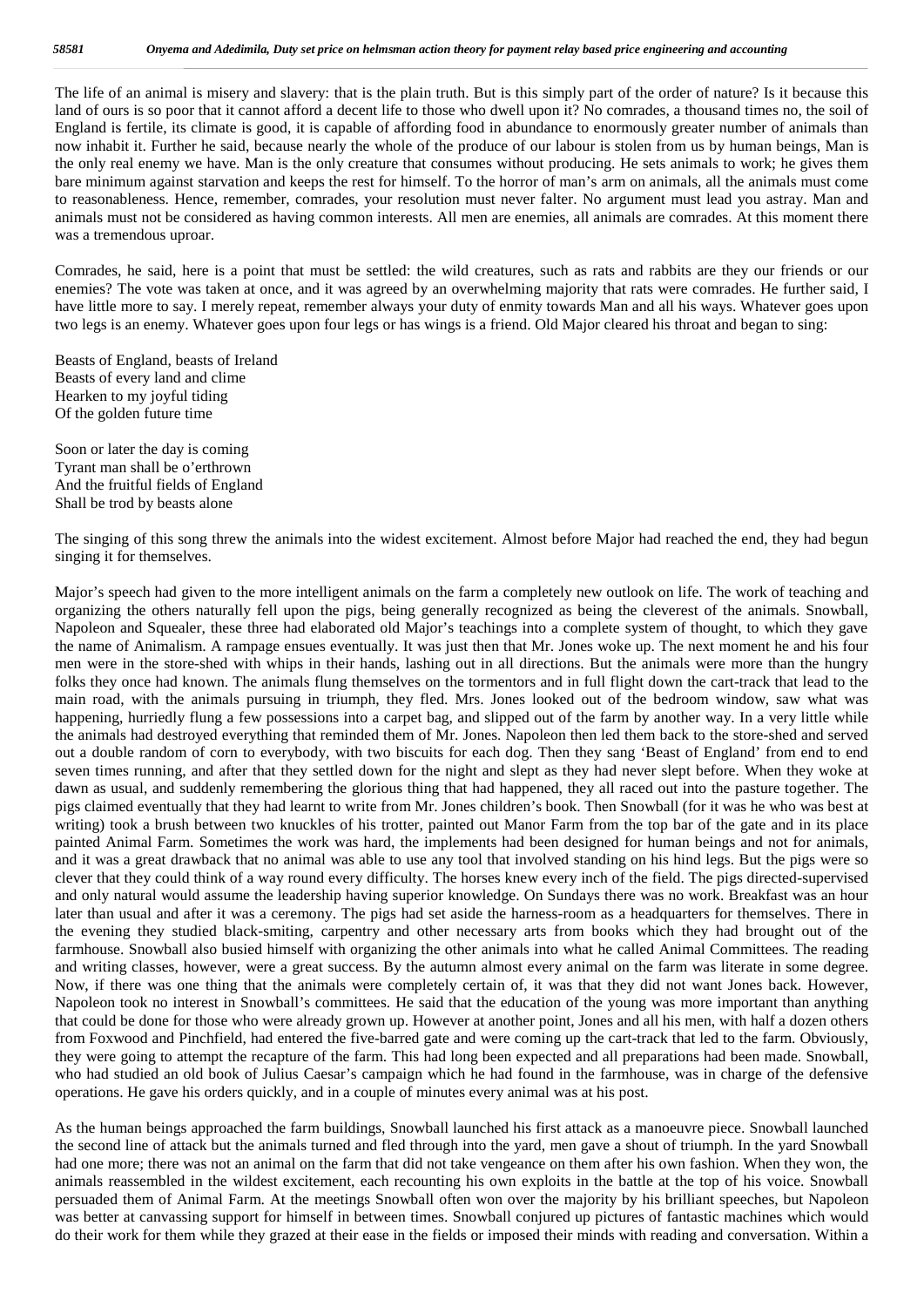The life of an animal is misery and slavery: that is the plain truth. But is this simply part of the order of nature? Is it because this land of ours is so poor that it cannot afford a decent life to those who dwell upon it? No comrades, a thousand times no, the soil of England is fertile, its climate is good, it is capable of affording food in abundance to enormously greater number of animals than now inhabit it. Further he said, because nearly the whole of the produce of our labour is stolen from us by human beings, Man is the only real enemy we have. Man is the only creature that consumes without producing. He sets animals to work; he gives them bare minimum against starvation and keeps the rest for himself. To the horror of man's arm on animals, all the animals must come to reasonableness. Hence, remember, comrades, your resolution must never falter. No argument must lead you astray. Man and animals must not be considered as having common interests. All men are enemies, all animals are comrades. At this moment there was a tremendous uproar.

Comrades, he said, here is a point that must be settled: the wild creatures, such as rats and rabbits are they our friends or our enemies? The vote was taken at once, and it was agreed by an overwhelming majority that rats were comrades. He further said, I have little more to say. I merely repeat, remember always your duty of enmity towards Man and all his ways. Whatever goes upon two legs is an enemy. Whatever goes upon four legs or has wings is a friend. Old Major cleared his throat and began to sing:

Beasts of England, beasts of Ireland
Beasts of every land and clime
Hearken to my joyful tiding
Of the golden future time

Soon or later the day is coming
Tyrant man shall be o'erthrown
And the fruitful fields of England
Shall be trod by beasts alone

The singing of this song threw the animals into the widest excitement. Almost before Major had reached the end, they had begun singing it for themselves.

Major's speech had given to the more intelligent animals on the farm a completely new outlook on life. The work of teaching and organizing the others naturally fell upon the pigs, being generally recognized as being the cleverest of the animals. Snowball, Napoleon and Squealer, these three had elaborated old Major's teachings into a complete system of thought, to which they gave the name of Animalism. A rampage ensues eventually. It was just then that Mr. Jones woke up. The next moment he and his four men were in the store-shed with whips in their hands, lashing out in all directions. But the animals were more than the hungry folks they once had known. The animals flung themselves on the tormentors and in full flight down the cart-track that lead to the main road, with the animals pursuing in triumph, they fled. Mrs. Jones looked out of the bedroom window, saw what was happening, hurriedly flung a few possessions into a carpet bag, and slipped out of the farm by another way. In a very little while the animals had destroyed everything that reminded them of Mr. Jones. Napoleon then led them back to the store-shed and served out a double random of corn to everybody, with two biscuits for each dog. Then they sang 'Beast of England' from end to end seven times running, and after that they settled down for the night and slept as they had never slept before. When they woke at dawn as usual, and suddenly remembering the glorious thing that had happened, they all raced out into the pasture together. The pigs claimed eventually that they had learnt to write from Mr. Jones children's book. Then Snowball (for it was he who was best at writing) took a brush between two knuckles of his trotter, painted out Manor Farm from the top bar of the gate and in its place painted Animal Farm. Sometimes the work was hard, the implements had been designed for human beings and not for animals, and it was a great drawback that no animal was able to use any tool that involved standing on his hind legs. But the pigs were so clever that they could think of a way round every difficulty. The horses knew every inch of the field. The pigs directed-supervised and only natural would assume the leadership having superior knowledge. On Sundays there was no work. Breakfast was an hour later than usual and after it was a ceremony. The pigs had set aside the harness-room as a headquarters for themselves. There in the evening they studied black-smiting, carpentry and other necessary arts from books which they had brought out of the farmhouse. Snowball also busied himself with organizing the other animals into what he called Animal Committees. The reading and writing classes, however, were a great success. By the autumn almost every animal on the farm was literate in some degree. Now, if there was one thing that the animals were completely certain of, it was that they did not want Jones back. However, Napoleon took no interest in Snowball's committees. He said that the education of the young was more important than anything that could be done for those who were already grown up. However at another point, Jones and all his men, with half a dozen others from Foxwood and Pinchfield, had entered the five-barred gate and were coming up the cart-track that led to the farm. Obviously, they were going to attempt the recapture of the farm. This had long been expected and all preparations had been made. Snowball, who had studied an old book of Julius Caesar's campaign which he had found in the farmhouse, was in charge of the defensive operations. He gave his orders quickly, and in a couple of minutes every animal was at his post.

As the human beings approached the farm buildings, Snowball launched his first attack as a manoeuvre piece. Snowball launched the second line of attack but the animals turned and fled through into the yard, men gave a shout of triumph. In the yard Snowball had one more; there was not an animal on the farm that did not take vengeance on them after his own fashion. When they won, the animals reassembled in the wildest excitement, each recounting his own exploits in the battle at the top of his voice. Snowball persuaded them of Animal Farm. At the meetings Snowball often won over the majority by his brilliant speeches, but Napoleon was better at canvassing support for himself in between times. Snowball conjured up pictures of fantastic machines which would do their work for them while they grazed at their ease in the fields or imposed their minds with reading and conversation. Within a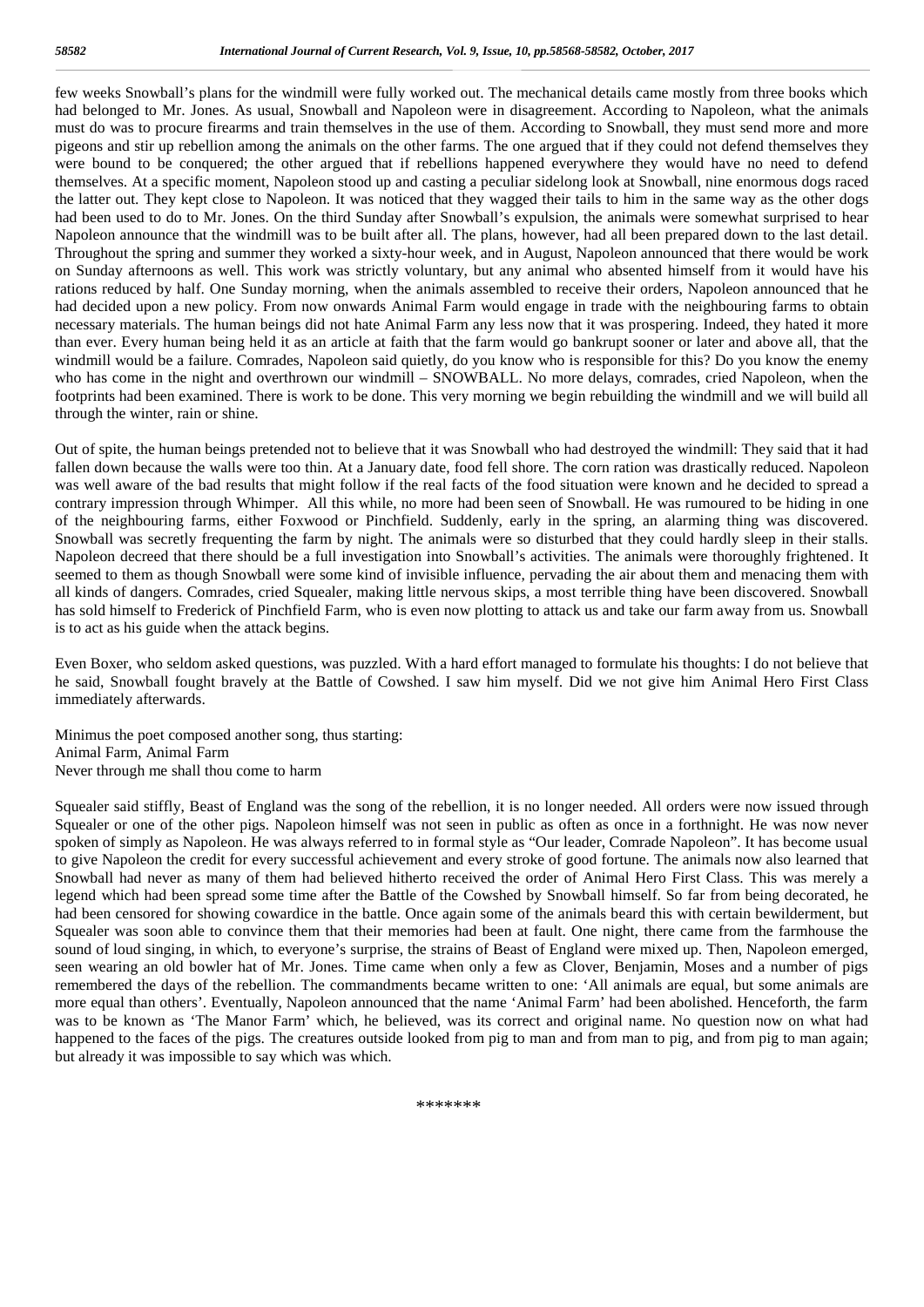few weeks Snowball's plans for the windmill were fully worked out. The mechanical details came mostly from three books which had belonged to Mr. Jones. As usual, Snowball and Napoleon were in disagreement. According to Napoleon, what the animals must do was to procure firearms and train themselves in the use of them. According to Snowball, they must send more and more pigeons and stir up rebellion among the animals on the other farms. The one argued that if they could not defend themselves they were bound to be conquered; the other argued that if rebellions happened everywhere they would have no need to defend themselves. At a specific moment, Napoleon stood up and casting a peculiar sidelong look at Snowball, nine enormous dogs raced the latter out. They kept close to Napoleon. It was noticed that they wagged their tails to him in the same way as the other dogs had been used to do to Mr. Jones. On the third Sunday after Snowball's expulsion, the animals were somewhat surprised to hear Napoleon announce that the windmill was to be built after all. The plans, however, had all been prepared down to the last detail. Throughout the spring and summer they worked a sixty-hour week, and in August, Napoleon announced that there would be work on Sunday afternoons as well. This work was strictly voluntary, but any animal who absented himself from it would have his rations reduced by half. One Sunday morning, when the animals assembled to receive their orders, Napoleon announced that he had decided upon a new policy. From now onwards Animal Farm would engage in trade with the neighbouring farms to obtain necessary materials. The human beings did not hate Animal Farm any less now that it was prospering. Indeed, they hated it more than ever. Every human being held it as an article at faith that the farm would go bankrupt sooner or later and above all, that the windmill would be a failure. Comrades, Napoleon said quietly, do you know who is responsible for this? Do you know the enemy who has come in the night and overthrown our windmill – SNOWBALL. No more delays, comrades, cried Napoleon, when the footprints had been examined. There is work to be done. This very morning we begin rebuilding the windmill and we will build all through the winter, rain or shine.

Out of spite, the human beings pretended not to believe that it was Snowball who had destroyed the windmill: They said that it had fallen down because the walls were too thin. At a January date, food fell shore. The corn ration was drastically reduced. Napoleon was well aware of the bad results that might follow if the real facts of the food situation were known and he decided to spread a contrary impression through Whimper. All this while, no more had been seen of Snowball. He was rumoured to be hiding in one of the neighbouring farms, either Foxwood or Pinchfield. Suddenly, early in the spring, an alarming thing was discovered. Snowball was secretly frequenting the farm by night. The animals were so disturbed that they could hardly sleep in their stalls. Napoleon decreed that there should be a full investigation into Snowball's activities. The animals were thoroughly frightened. It seemed to them as though Snowball were some kind of invisible influence, pervading the air about them and menacing them with all kinds of dangers. Comrades, cried Squealer, making little nervous skips, a most terrible thing have been discovered. Snowball has sold himself to Frederick of Pinchfield Farm, who is even now plotting to attack us and take our farm away from us. Snowball is to act as his guide when the attack begins.

Even Boxer, who seldom asked questions, was puzzled. With a hard effort managed to formulate his thoughts: I do not believe that he said, Snowball fought bravely at the Battle of Cowshed. I saw him myself. Did we not give him Animal Hero First Class immediately afterwards.

Minimus the poet composed another song, thus starting:
Animal Farm, Animal Farm
Never through me shall thou come to harm

Squealer said stiffly, Beast of England was the song of the rebellion, it is no longer needed. All orders were now issued through Squealer or one of the other pigs. Napoleon himself was not seen in public as often as once in a forthnight. He was now never spoken of simply as Napoleon. He was always referred to in formal style as "Our leader, Comrade Napoleon". It has become usual to give Napoleon the credit for every successful achievement and every stroke of good fortune. The animals now also learned that Snowball had never as many of them had believed hitherto received the order of Animal Hero First Class. This was merely a legend which had been spread some time after the Battle of the Cowshed by Snowball himself. So far from being decorated, he had been censored for showing cowardice in the battle. Once again some of the animals beard this with certain bewilderment, but Squealer was soon able to convince them that their memories had been at fault. One night, there came from the farmhouse the sound of loud singing, in which, to everyone's surprise, the strains of Beast of England were mixed up. Then, Napoleon emerged, seen wearing an old bowler hat of Mr. Jones. Time came when only a few as Clover, Benjamin, Moses and a number of pigs remembered the days of the rebellion. The commandments became written to one: 'All animals are equal, but some animals are more equal than others'. Eventually, Napoleon announced that the name 'Animal Farm' had been abolished. Henceforth, the farm was to be known as 'The Manor Farm' which, he believed, was its correct and original name. No question now on what had happened to the faces of the pigs. The creatures outside looked from pig to man and from man to pig, and from pig to man again; but already it was impossible to say which was which.

*******